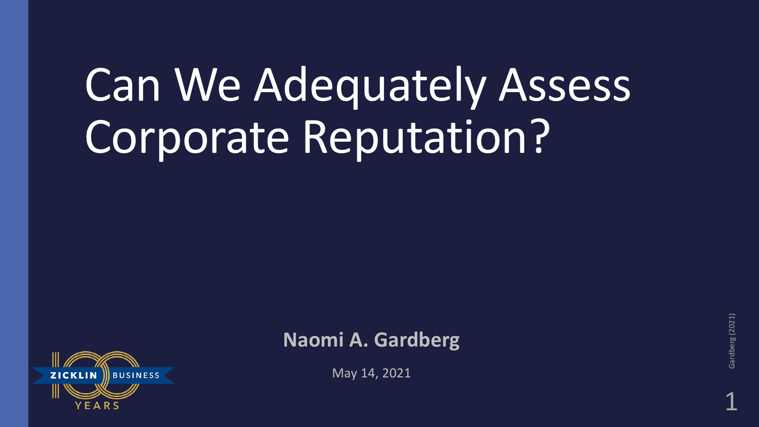# Can We Adequately Assess Corporate Reputation?

**Naomi A. Gardberg**

May 14, 2021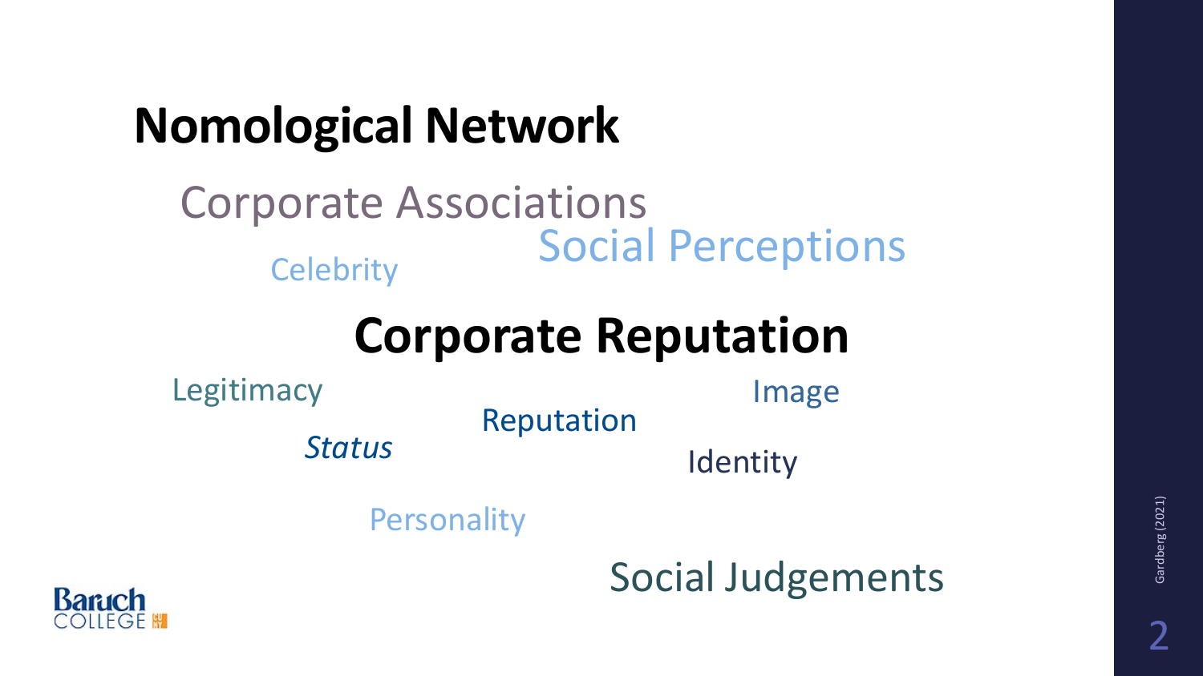# Nomological Network

Corporate Associations

Social Perceptions

Celebrity

## Corporate Reputation

Legitimacy

Image

Reputation

*Status*

Identity

Personality

Social Judgements

Gardberg (2021)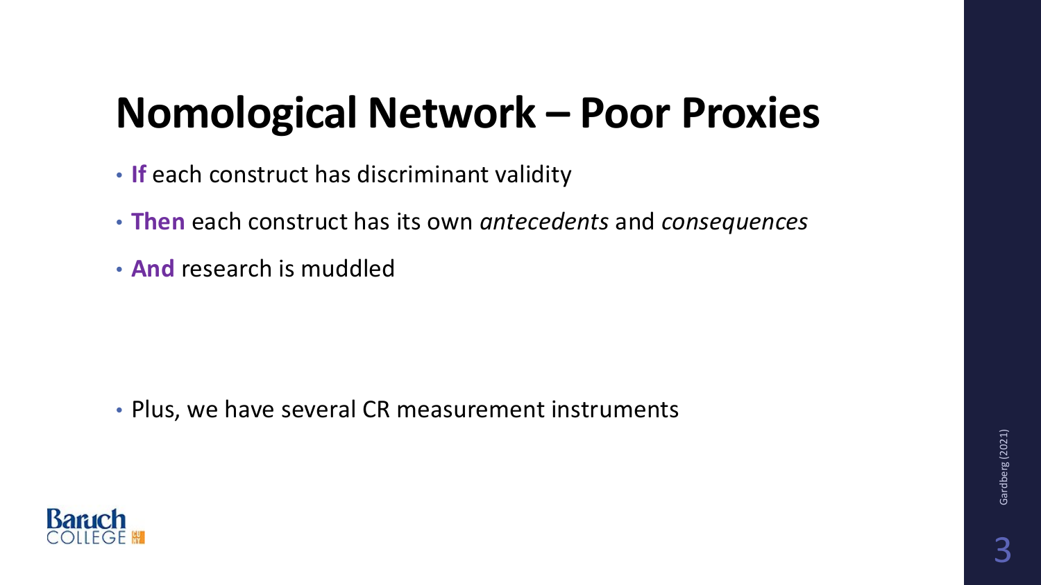# Nomological Network – Poor Proxies

- **If** each construct has discriminant validity
- **Then** each construct has its own *antecedents* and *consequences*
- **And** research is muddled

- Plus, we have several CR measurement instruments

Gardberg (2021)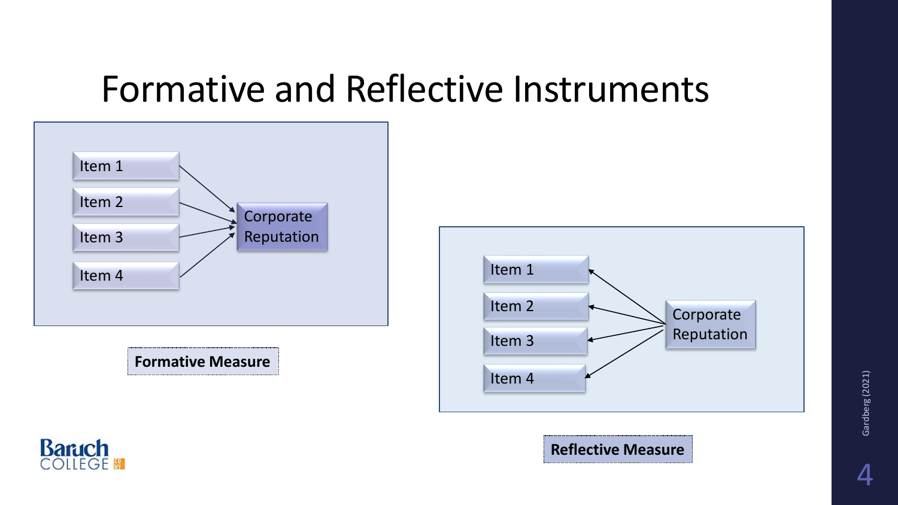# Formative and Reflective Instruments

Item 1
Item 2
Item 3
Item 4
Corporate Reputation

**Formative Measure**

Item 1
Item 2
Item 3
Item 4
Corporate Reputation

**Reflective Measure**

Gardberg (2021)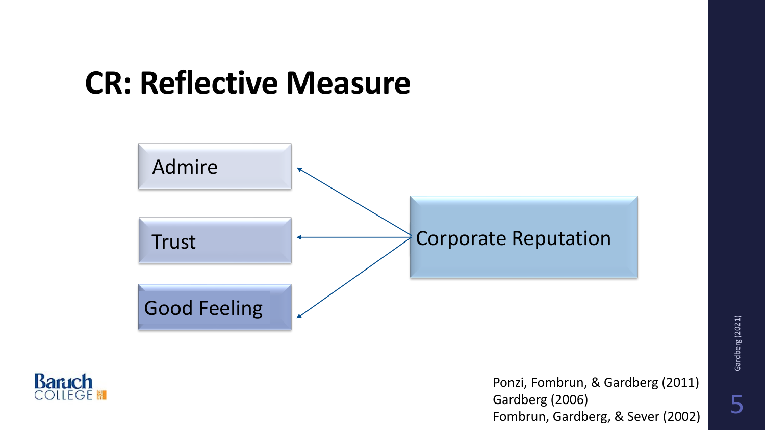# CR: Reflective Measure

Admire

Trust

Good Feeling

Corporate Reputation

Ponzi, Fombrun, & Gardberg (2011)
Gardberg (2006)
Fombrun, Gardberg, & Sever (2002)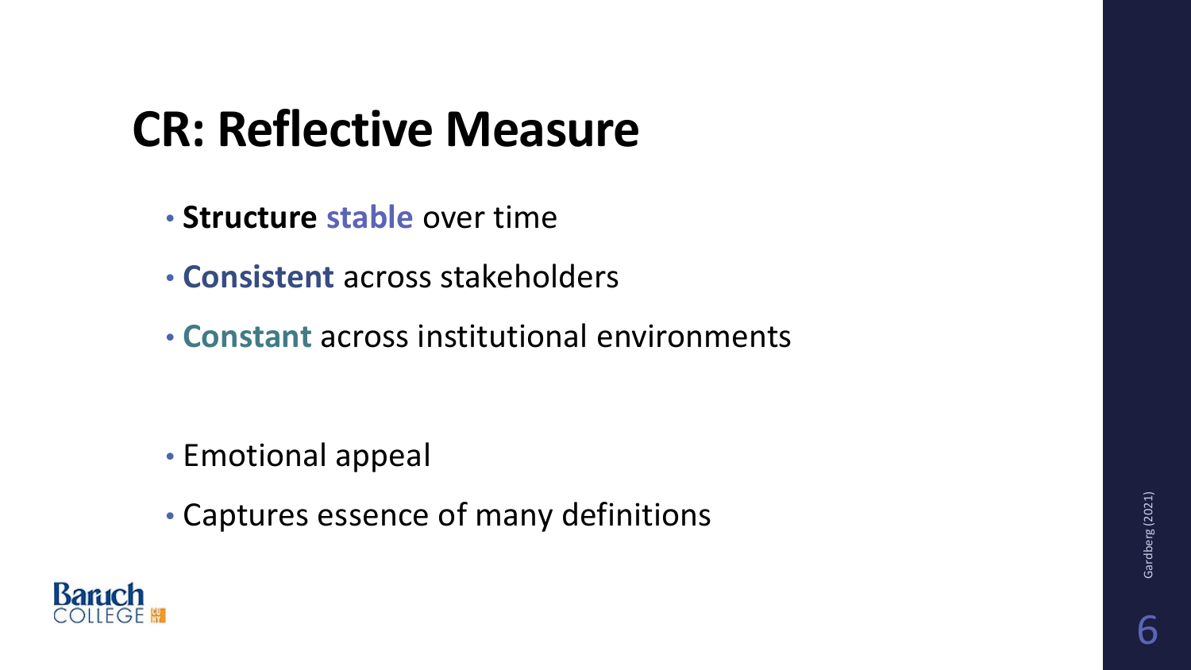# CR: Reflective Measure

- **Structure stable** over time
- **Consistent** across stakeholders
- **Constant** across institutional environments

- Emotional appeal
- Captures essence of many definitions

Gardberg (2021)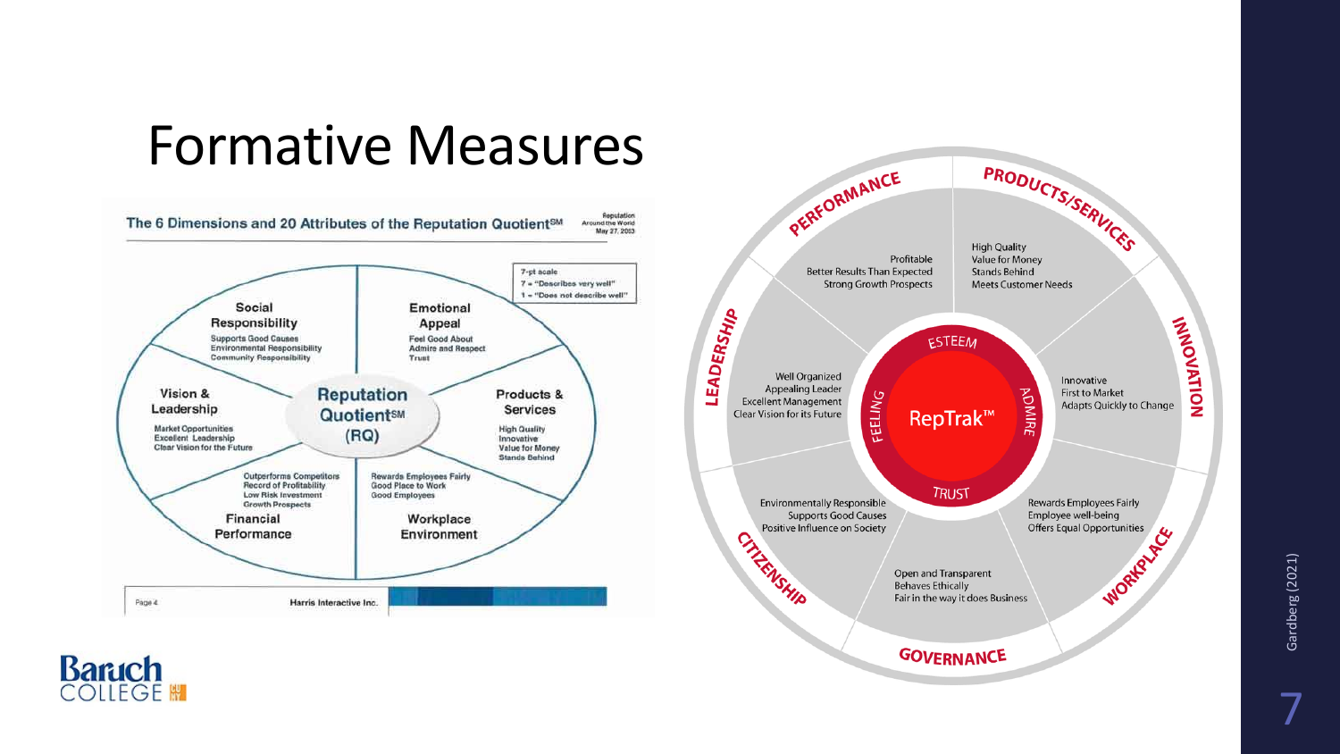# Formative Measures

**The 6 Dimensions and 20 Attributes of the Reputation Quotient℠**

Reputation Around the World
May 27, 2003

7-pt scale
7 = "Describes very well"
1 = "Does not describe well"

Reputation Quotient℠ (RQ)

Social Responsibility
Supports Good Causes
Environmental Responsibility
Community Responsibility

Emotional Appeal
Feel Good About
Admire and Respect
Trust

Vision & Leadership
Market Opportunities
Excellent Leadership
Clear Vision for the Future

Products & Services
High Quality
Innovative
Value for Money
Stands Behind

Financial Performance
Outperforms Competitors
Record of Profitability
Low Risk Investment
Growth Prospects

Workplace Environment
Rewards Employees Fairly
Good Place to Work
Good Employees

Page 4 Harris Interactive Inc.

RepTrak™

ESTEEM
ADMIRE
TRUST
FEELING

PERFORMANCE
Profitable
Better Results Than Expected
Strong Growth Prospects

PRODUCTS/SERVICES
High Quality
Value for Money
Stands Behind
Meets Customer Needs

INNOVATION
Innovative
First to Market
Adapts Quickly to Change

WORKPLACE
Rewards Employees Fairly
Employee well-being
Offers Equal Opportunities

GOVERNANCE
Open and Transparent
Behaves Ethically
Fair in the way it does Business

CITIZENSHIP
Environmentally Responsible
Supports Good Causes
Positive Influence on Society

LEADERSHIP
Well Organized
Appealing Leader
Excellent Management
Clear Vision for its Future

Gardberg (2021)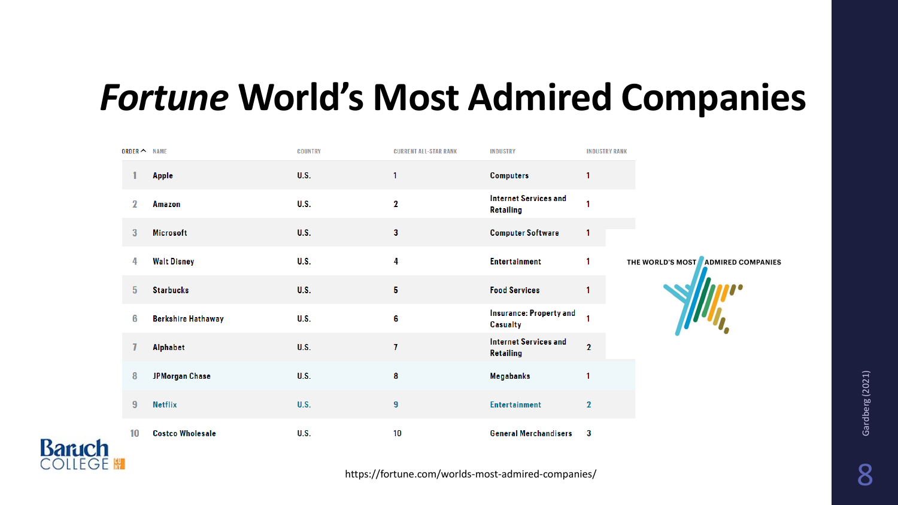# *Fortune* World's Most Admired Companies

| ORDER | NAME | COUNTRY | CURRENT ALL-STAR RANK | INDUSTRY | INDUSTRY RANK |
|---|---|---|---|---|---|
| 1 | Apple | U.S. | 1 | Computers | 1 |
| 2 | Amazon | U.S. | 2 | Internet Services and Retailing | 1 |
| 3 | Microsoft | U.S. | 3 | Computer Software | 1 |
| 4 | Walt Disney | U.S. | 4 | Entertainment | 1 |
| 5 | Starbucks | U.S. | 5 | Food Services | 1 |
| 6 | Berkshire Hathaway | U.S. | 6 | Insurance: Property and Casualty | 1 |
| 7 | Alphabet | U.S. | 7 | Internet Services and Retailing | 2 |
| 8 | JPMorgan Chase | U.S. | 8 | Megabanks | 1 |
| 9 | Netflix | U.S. | 9 | Entertainment | 2 |
| 10 | Costco Wholesale | U.S. | 10 | General Merchandisers | 3 |

THE WORLD'S MOST ADMIRED COMPANIES

https://fortune.com/worlds-most-admired-companies/

Gardberg (2021)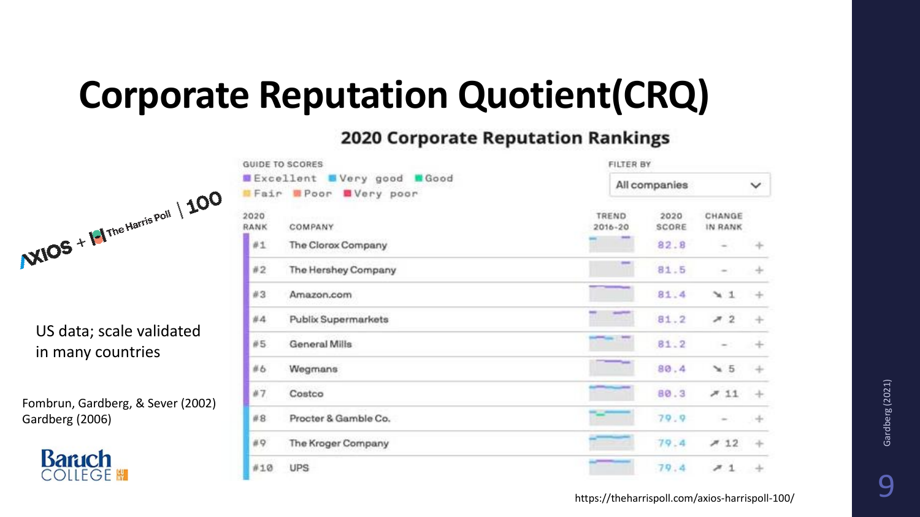# Corporate Reputation Quotient(CRQ)

## 2020 Corporate Reputation Rankings

AXIOS + The Harris Poll | 100

US data; scale validated in many countries

Fombrun, Gardberg, & Sever (2002)
Gardberg (2006)

GUIDE TO SCORES
Excellent Very good Good
Fair Poor Very poor

FILTER BY
All companies

| 2020 RANK | COMPANY | TREND 2016-20 | 2020 SCORE | CHANGE IN RANK |
|---|---|---|---|---|
| #1 | The Clorox Company | | 82.8 | – |
| #2 | The Hershey Company | | 81.5 | – |
| #3 | Amazon.com | | 81.4 | ↘ 1 |
| #4 | Publix Supermarkets | | 81.2 | ↗ 2 |
| #5 | General Mills | | 81.2 | – |
| #6 | Wegmans | | 80.4 | ↘ 5 |
| #7 | Costco | | 80.3 | ↗ 11 |
| #8 | Procter & Gamble Co. | | 79.9 | – |
| #9 | The Kroger Company | | 79.4 | ↗ 12 |
| #10 | UPS | | 79.4 | ↗ 1 |

https://theharrispoll.com/axios-harrispoll-100/

Gardberg (2021)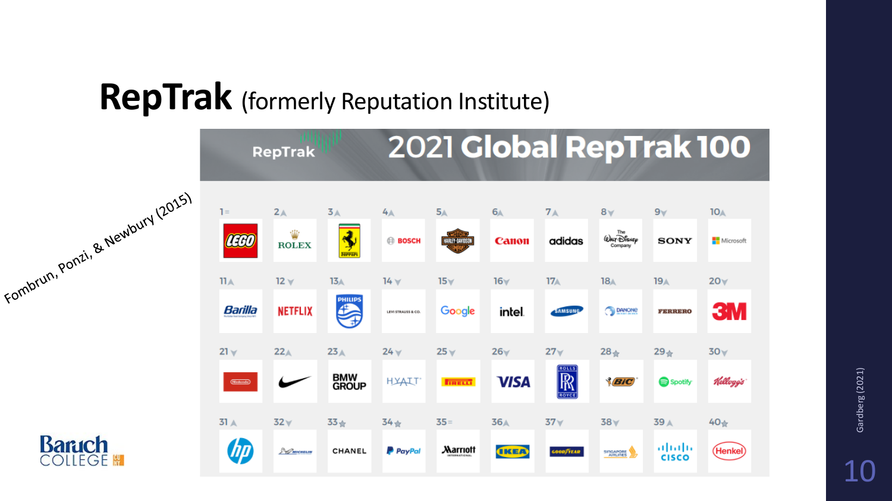# RepTrak (formerly Reputation Institute)

Fombrun, Ponzi, & Newbury (2015)

## 2021 Global RepTrak 100

| Rank | Company | Rank | Company | Rank | Company | Rank | Company |
|---|---|---|---|---|---|---|---|
| 1= | LEGO | 11▲ | Barilla | 21▼ | Nintendo | 31▲ | HP |
| 2▲ | Rolex | 12▼ | Netflix | 22▲ | Nike | 32▼ | Michelin |
| 3▲ | Ferrari | 13▲ | Philips | 23▲ | BMW Group | 33★ | Chanel |
| 4▲ | Bosch | 14▼ | Levi Strauss & Co. | 24▼ | Hyatt | 34★ | PayPal |
| 5▲ | Harley-Davidson | 15▼ | Google | 25▼ | Pirelli | 35= | Marriott International |
| 6▲ | Canon | 16▼ | Intel | 26▼ | Visa | 36▲ | IKEA |
| 7▲ | adidas | 17▲ | Samsung | 27▼ | Rolls Royce | 37▼ | Goodyear |
| 8▼ | The Walt Disney Company | 18▲ | Danone | 28★ | BIC | 38▼ | Singapore Airlines |
| 9▼ | Sony | 19▲ | Ferrero | 29★ | Spotify | 39▲ | Cisco |
| 10▲ | Microsoft | 20▼ | 3M | 30▼ | Kellogg's | 40★ | Henkel |

Gardberg (2021)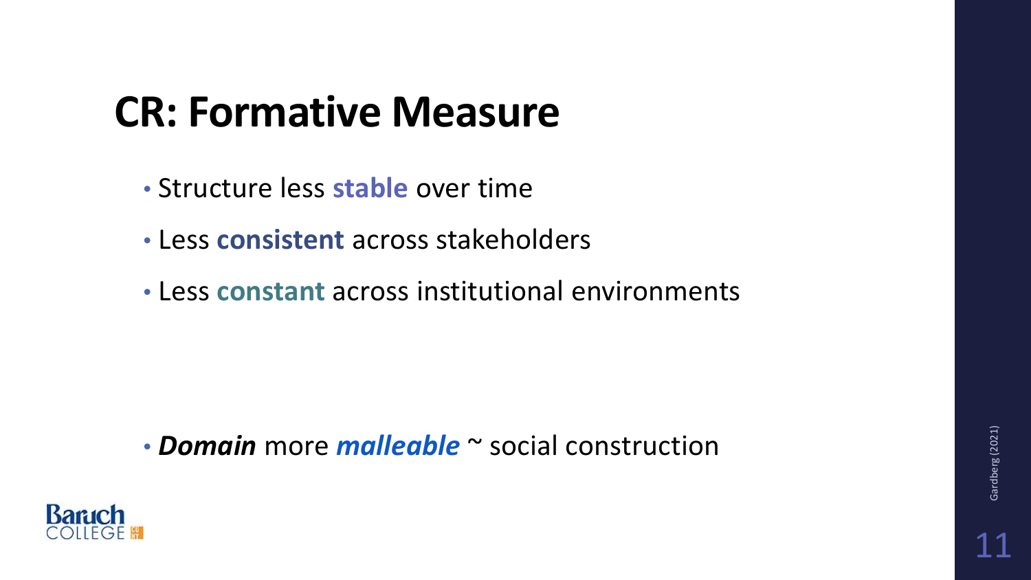# CR: Formative Measure

- Structure less **stable** over time
- Less **consistent** across stakeholders
- Less **constant** across institutional environments

- ***Domain*** more ***malleable*** ~ social construction

Gardberg (2021)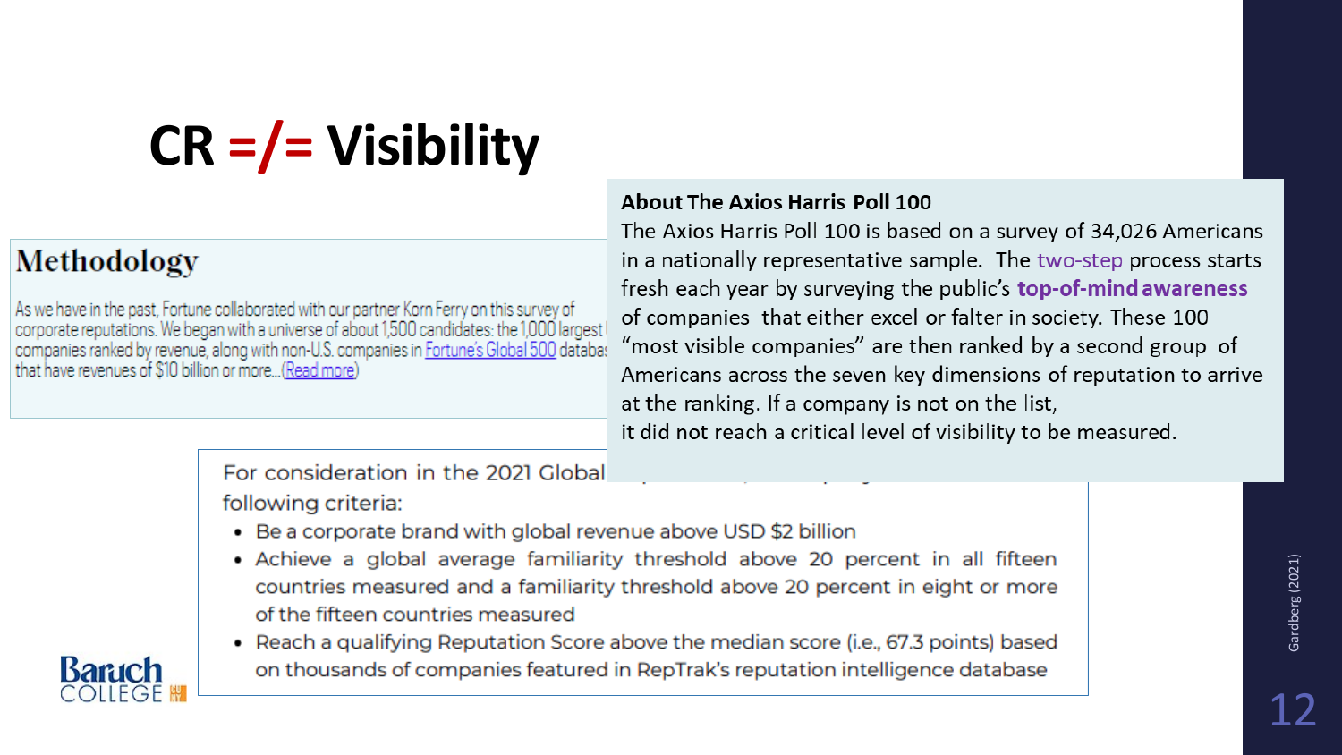# CR =/= Visibility

## Methodology

As we have in the past, Fortune collaborated with our partner Korn Ferry on this survey of corporate reputations. We began with a universe of about 1,500 candidates: the 1,000 largest companies ranked by revenue, along with non-U.S. companies in Fortune's Global 500 databa that have revenues of $10 billion or more...(Read more)

**About The Axios Harris Poll 100**

The Axios Harris Poll 100 is based on a survey of 34,026 Americans in a nationally representative sample. The two-step process starts fresh each year by surveying the public's **top-of-mind awareness** of companies that either excel or falter in society. These 100 "most visible companies" are then ranked by a second group of Americans across the seven key dimensions of reputation to arrive at the ranking. If a company is not on the list, it did not reach a critical level of visibility to be measured.

For consideration in the 2021 Global following criteria:

- Be a corporate brand with global revenue above USD $2 billion
- Achieve a global average familiarity threshold above 20 percent in all fifteen countries measured and a familiarity threshold above 20 percent in eight or more of the fifteen countries measured
- Reach a qualifying Reputation Score above the median score (i.e., 67.3 points) based on thousands of companies featured in RepTrak's reputation intelligence database

Gardberg (2021)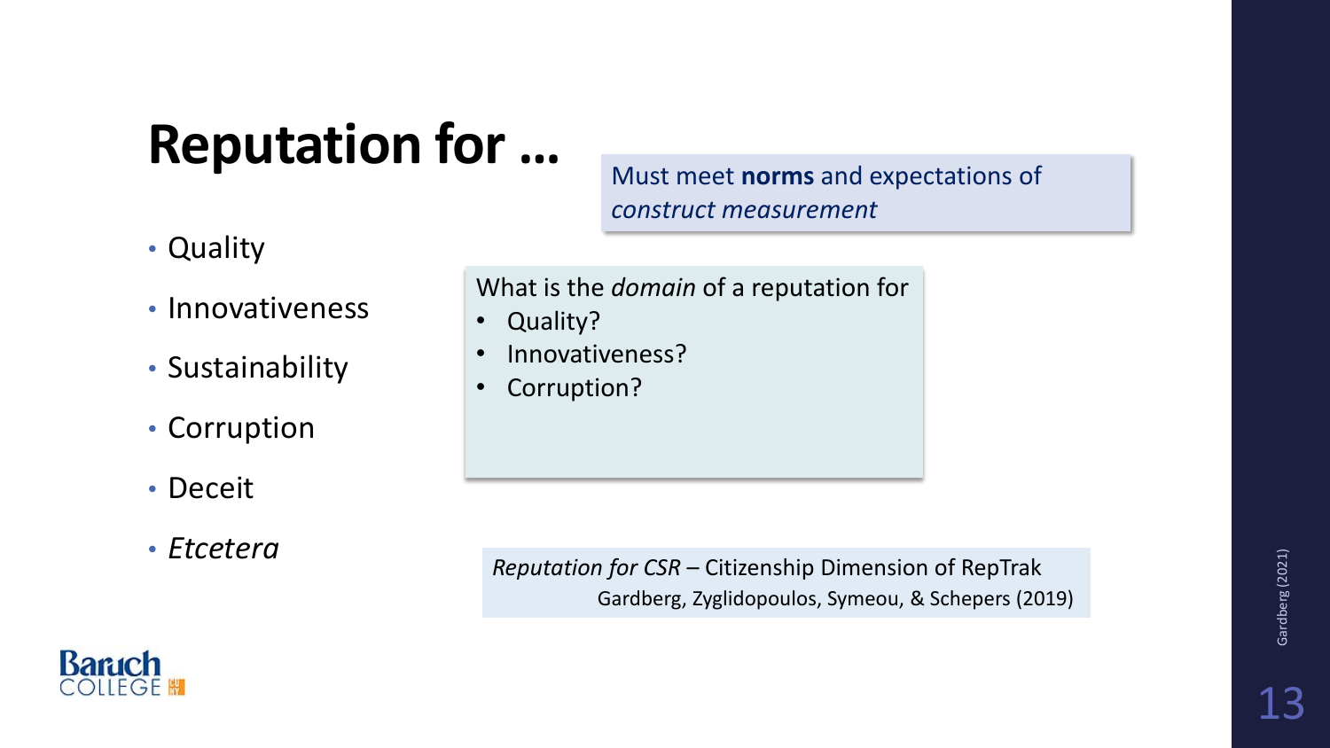# Reputation for …

Must meet **norms** and expectations of *construct measurement*

- Quality
- Innovativeness
- Sustainability
- Corruption
- Deceit
- *Etcetera*

What is the *domain* of a reputation for

- Quality?
- Innovativeness?
- Corruption?

*Reputation for CSR* – Citizenship Dimension of RepTrak
Gardberg, Zyglidopoulos, Symeou, & Schepers (2019)

Gardberg (2021)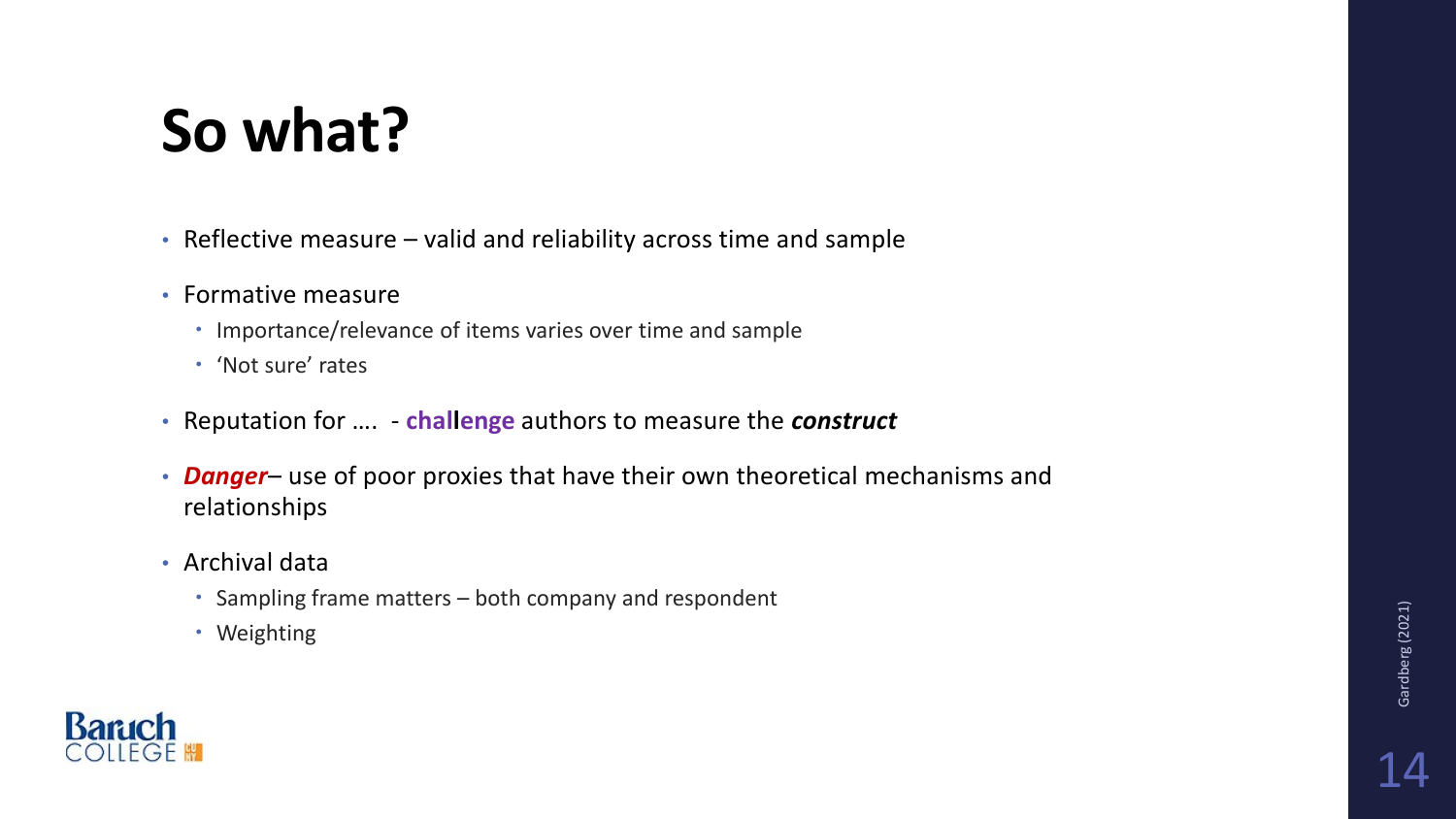# So what?

- Reflective measure – valid and reliability across time and sample
- Formative measure
  - Importance/relevance of items varies over time and sample
  - 'Not sure' rates
- Reputation for …. - **challenge** authors to measure the ***construct***
- ***Danger***– use of poor proxies that have their own theoretical mechanisms and relationships
- Archival data
  - Sampling frame matters – both company and respondent
  - Weighting

Gardberg (2021)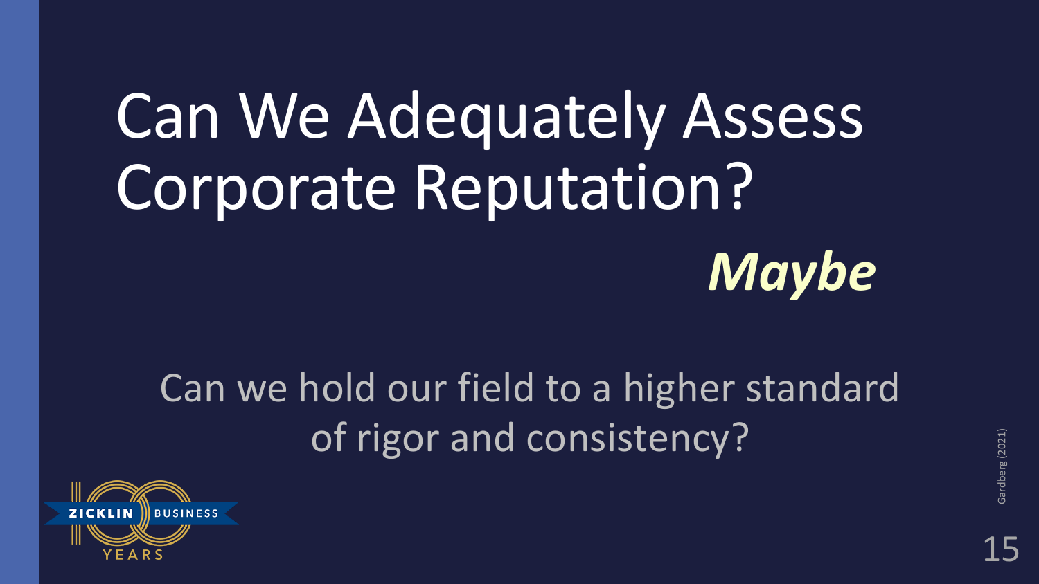# Can We Adequately Assess Corporate Reputation?

***Maybe***

Can we hold our field to a higher standard of rigor and consistency?

Gardberg (2021)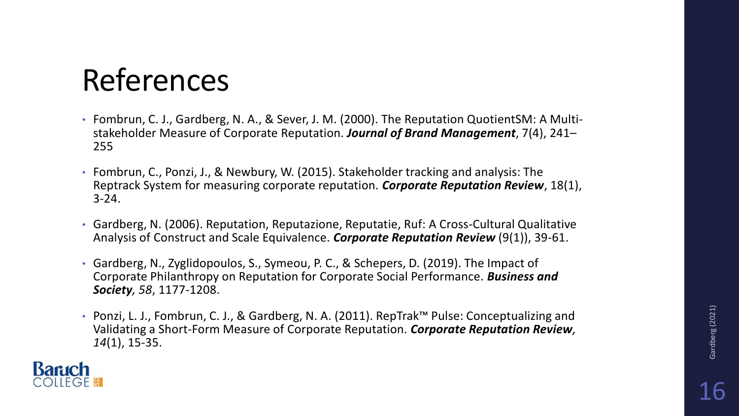# References

- Fombrun, C. J., Gardberg, N. A., & Sever, J. M. (2000). The Reputation QuotientSM: A Multi-stakeholder Measure of Corporate Reputation. ***Journal of Brand Management***, 7(4), 241–255
- Fombrun, C., Ponzi, J., & Newbury, W. (2015). Stakeholder tracking and analysis: The Reptrack System for measuring corporate reputation. ***Corporate Reputation Review***, 18(1), 3-24.
- Gardberg, N. (2006). Reputation, Reputazione, Reputatie, Ruf: A Cross-Cultural Qualitative Analysis of Construct and Scale Equivalence. ***Corporate Reputation Review*** (9(1)), 39-61.
- Gardberg, N., Zyglidopoulos, S., Symeou, P. C., & Schepers, D. (2019). The Impact of Corporate Philanthropy on Reputation for Corporate Social Performance. ***Business and Society**, 58*, 1177-1208.
- Ponzi, L. J., Fombrun, C. J., & Gardberg, N. A. (2011). RepTrak™ Pulse: Conceptualizing and Validating a Short-Form Measure of Corporate Reputation. ***Corporate Reputation Review**, 14*(1), 15-35.